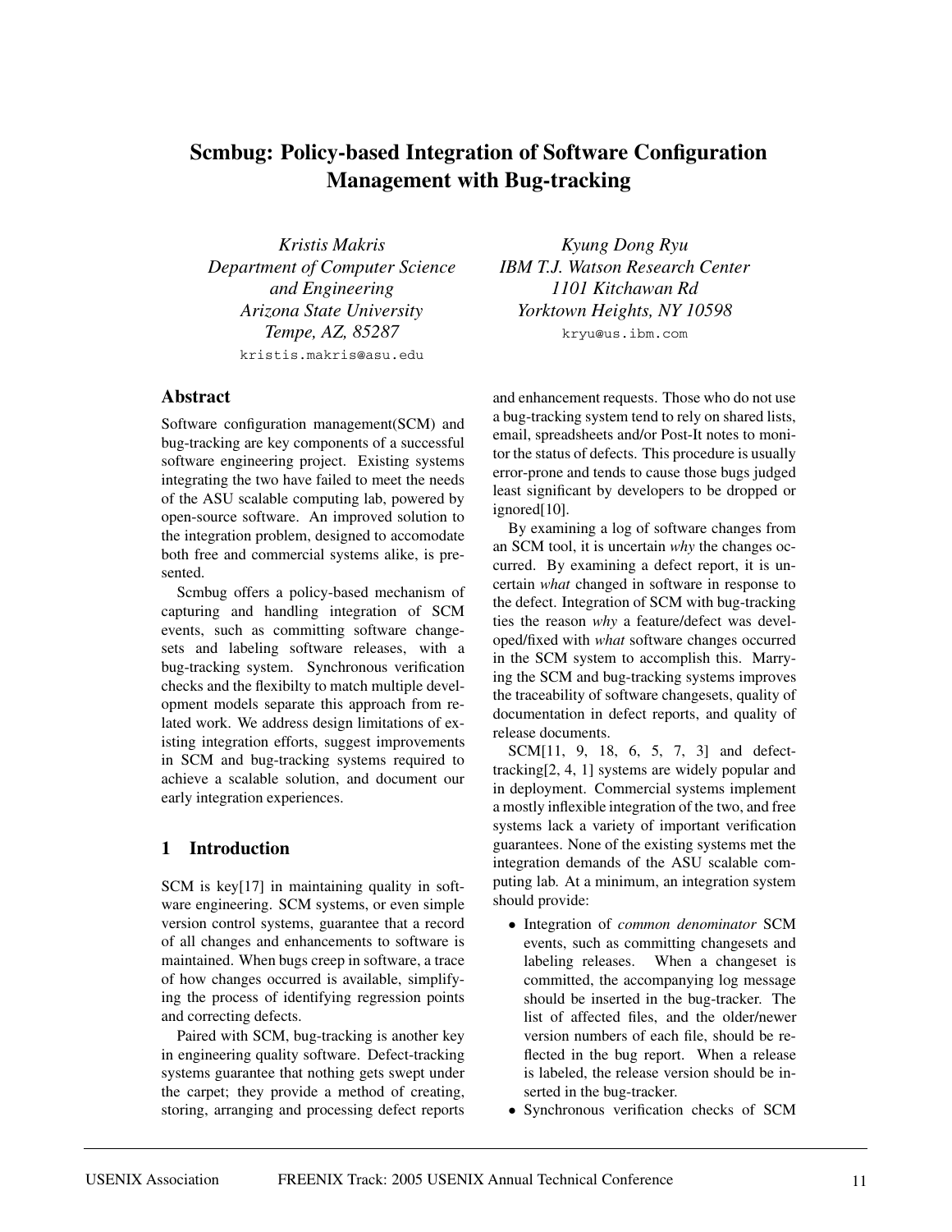# Scmbug: Policy-based Integration of Software Configuration Management with Bug-tracking

*Kristis Makris*
*Department of Computer Science and Engineering*
*Arizona State University*
*Tempe, AZ, 85287*
`kristis.makris@asu.edu`

*Kyung Dong Ryu*
*IBM T.J. Watson Research Center*
*1101 Kitchawan Rd*
*Yorktown Heights, NY 10598*
`kryu@us.ibm.com`

## Abstract

Software configuration management(SCM) and bug-tracking are key components of a successful software engineering project. Existing systems integrating the two have failed to meet the needs of the ASU scalable computing lab, powered by open-source software. An improved solution to the integration problem, designed to accomodate both free and commercial systems alike, is presented.

Scmbug offers a policy-based mechanism of capturing and handling integration of SCM events, such as committing software changesets and labeling software releases, with a bug-tracking system. Synchronous verification checks and the flexibilty to match multiple development models separate this approach from related work. We address design limitations of existing integration efforts, suggest improvements in SCM and bug-tracking systems required to achieve a scalable solution, and document our early integration experiences.

## 1 Introduction

SCM is key[17] in maintaining quality in software engineering. SCM systems, or even simple version control systems, guarantee that a record of all changes and enhancements to software is maintained. When bugs creep in software, a trace of how changes occurred is available, simplifying the process of identifying regression points and correcting defects.

Paired with SCM, bug-tracking is another key in engineering quality software. Defect-tracking systems guarantee that nothing gets swept under the carpet; they provide a method of creating, storing, arranging and processing defect reports and enhancement requests. Those who do not use a bug-tracking system tend to rely on shared lists, email, spreadsheets and/or Post-It notes to monitor the status of defects. This procedure is usually error-prone and tends to cause those bugs judged least significant by developers to be dropped or ignored[10].

By examining a log of software changes from an SCM tool, it is uncertain *why* the changes occurred. By examining a defect report, it is uncertain *what* changed in software in response to the defect. Integration of SCM with bug-tracking ties the reason *why* a feature/defect was developed/fixed with *what* software changes occurred in the SCM system to accomplish this. Marrying the SCM and bug-tracking systems improves the traceability of software changesets, quality of documentation in defect reports, and quality of release documents.

SCM[11, 9, 18, 6, 5, 7, 3] and defect-tracking[2, 4, 1] systems are widely popular and in deployment. Commercial systems implement a mostly inflexible integration of the two, and free systems lack a variety of important verification guarantees. None of the existing systems met the integration demands of the ASU scalable computing lab. At a minimum, an integration system should provide:

- Integration of *common denominator* SCM events, such as committing changesets and labeling releases. When a changeset is committed, the accompanying log message should be inserted in the bug-tracker. The list of affected files, and the older/newer version numbers of each file, should be reflected in the bug report. When a release is labeled, the release version should be inserted in the bug-tracker.
- Synchronous verification checks of SCM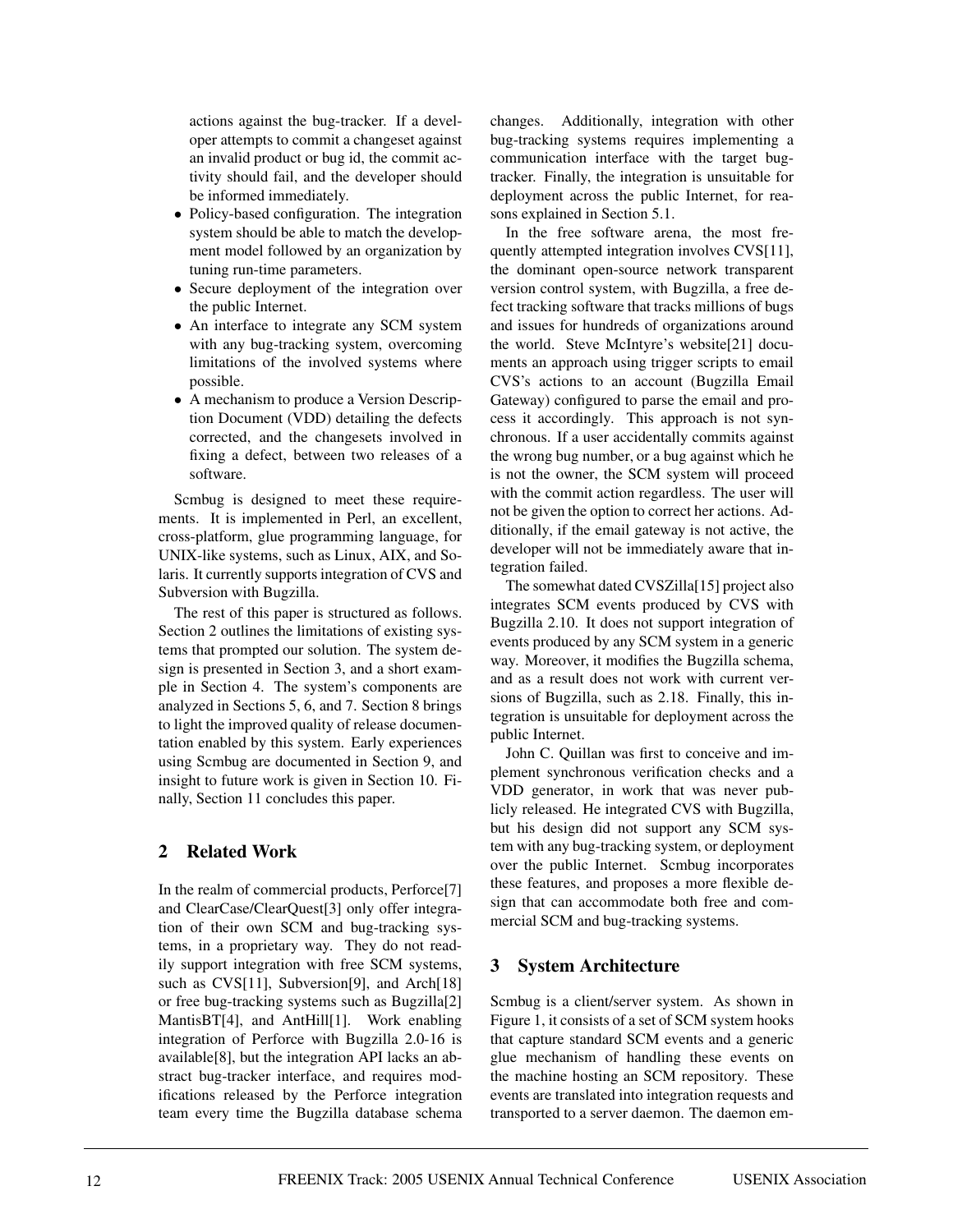actions against the bug-tracker. If a developer attempts to commit a changeset against an invalid product or bug id, the commit activity should fail, and the developer should be informed immediately.

- Policy-based configuration. The integration system should be able to match the development model followed by an organization by tuning run-time parameters.
- Secure deployment of the integration over the public Internet.
- An interface to integrate any SCM system with any bug-tracking system, overcoming limitations of the involved systems where possible.
- A mechanism to produce a Version Description Document (VDD) detailing the defects corrected, and the changesets involved in fixing a defect, between two releases of a software.

Scmbug is designed to meet these requirements. It is implemented in Perl, an excellent, cross-platform, glue programming language, for UNIX-like systems, such as Linux, AIX, and Solaris. It currently supports integration of CVS and Subversion with Bugzilla.

The rest of this paper is structured as follows. Section 2 outlines the limitations of existing systems that prompted our solution. The system design is presented in Section 3, and a short example in Section 4. The system's components are analyzed in Sections 5, 6, and 7. Section 8 brings to light the improved quality of release documentation enabled by this system. Early experiences using Scmbug are documented in Section 9, and insight to future work is given in Section 10. Finally, Section 11 concludes this paper.

## 2 Related Work

In the realm of commercial products, Perforce[7] and ClearCase/ClearQuest[3] only offer integration of their own SCM and bug-tracking systems, in a proprietary way. They do not readily support integration with free SCM systems, such as CVS[11], Subversion[9], and Arch[18] or free bug-tracking systems such as Bugzilla[2] MantisBT[4], and AntHill[1]. Work enabling integration of Perforce with Bugzilla 2.0-16 is available[8], but the integration API lacks an abstract bug-tracker interface, and requires modifications released by the Perforce integration team every time the Bugzilla database schema changes. Additionally, integration with other bug-tracking systems requires implementing a communication interface with the target bug-tracker. Finally, the integration is unsuitable for deployment across the public Internet, for reasons explained in Section 5.1.

In the free software arena, the most frequently attempted integration involves CVS[11], the dominant open-source network transparent version control system, with Bugzilla, a free defect tracking software that tracks millions of bugs and issues for hundreds of organizations around the world. Steve McIntyre's website[21] documents an approach using trigger scripts to email CVS's actions to an account (Bugzilla Email Gateway) configured to parse the email and process it accordingly. This approach is not synchronous. If a user accidentally commits against the wrong bug number, or a bug against which he is not the owner, the SCM system will proceed with the commit action regardless. The user will not be given the option to correct her actions. Additionally, if the email gateway is not active, the developer will not be immediately aware that integration failed.

The somewhat dated CVSZilla[15] project also integrates SCM events produced by CVS with Bugzilla 2.10. It does not support integration of events produced by any SCM system in a generic way. Moreover, it modifies the Bugzilla schema, and as a result does not work with current versions of Bugzilla, such as 2.18. Finally, this integration is unsuitable for deployment across the public Internet.

John C. Quillan was first to conceive and implement synchronous verification checks and a VDD generator, in work that was never publicly released. He integrated CVS with Bugzilla, but his design did not support any SCM system with any bug-tracking system, or deployment over the public Internet. Scmbug incorporates these features, and proposes a more flexible design that can accommodate both free and commercial SCM and bug-tracking systems.

## 3 System Architecture

Scmbug is a client/server system. As shown in Figure 1, it consists of a set of SCM system hooks that capture standard SCM events and a generic glue mechanism of handling these events on the machine hosting an SCM repository. These events are translated into integration requests and transported to a server daemon. The daemon em-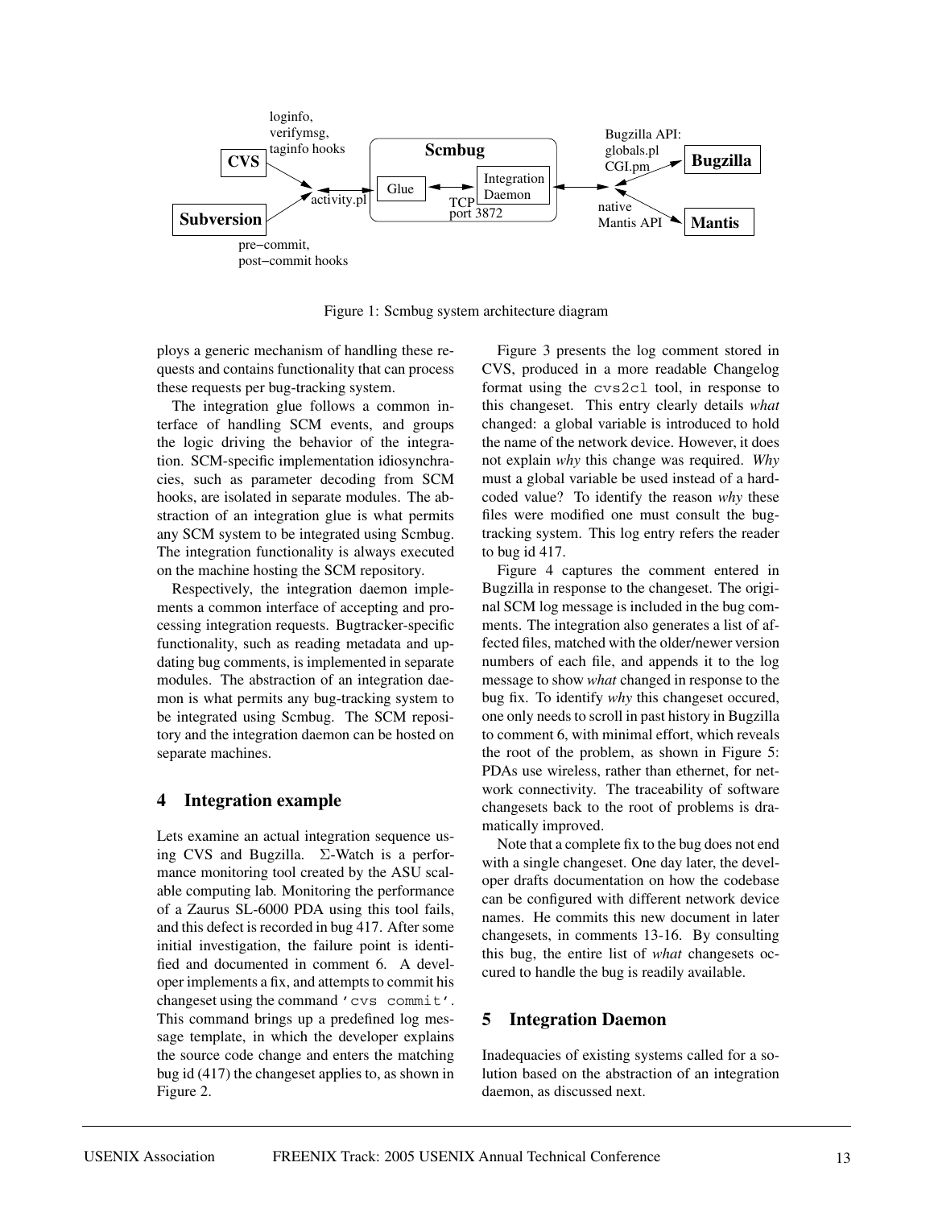Figure 1: Scmbug system architecture diagram

ploys a generic mechanism of handling these requests and contains functionality that can process these requests per bug-tracking system.

The integration glue follows a common interface of handling SCM events, and groups the logic driving the behavior of the integration. SCM-specific implementation idiosynchracies, such as parameter decoding from SCM hooks, are isolated in separate modules. The abstraction of an integration glue is what permits any SCM system to be integrated using Scmbug. The integration functionality is always executed on the machine hosting the SCM repository.

Respectively, the integration daemon implements a common interface of accepting and processing integration requests. Bugtracker-specific functionality, such as reading metadata and updating bug comments, is implemented in separate modules. The abstraction of an integration daemon is what permits any bug-tracking system to be integrated using Scmbug. The SCM repository and the integration daemon can be hosted on separate machines.

## 4 Integration example

Lets examine an actual integration sequence using CVS and Bugzilla. $\Sigma$-Watch is a performance monitoring tool created by the ASU scalable computing lab. Monitoring the performance of a Zaurus SL-6000 PDA using this tool fails, and this defect is recorded in bug 417. After some initial investigation, the failure point is identified and documented in comment 6. A developer implements a fix, and attempts to commit his changeset using the command `'cvs commit'`. This command brings up a predefined log message template, in which the developer explains the source code change and enters the matching bug id (417) the changeset applies to, as shown in Figure 2.

Figure 3 presents the log comment stored in CVS, produced in a more readable Changelog format using the `cvs2cl` tool, in response to this changeset. This entry clearly details *what* changed: a global variable is introduced to hold the name of the network device. However, it does not explain *why* this change was required. *Why* must a global variable be used instead of a hard-coded value? To identify the reason *why* these files were modified one must consult the bug-tracking system. This log entry refers the reader to bug id 417.

Figure 4 captures the comment entered in Bugzilla in response to the changeset. The original SCM log message is included in the bug comments. The integration also generates a list of affected files, matched with the older/newer version numbers of each file, and appends it to the log message to show *what* changed in response to the bug fix. To identify *why* this changeset occured, one only needs to scroll in past history in Bugzilla to comment 6, with minimal effort, which reveals the root of the problem, as shown in Figure 5: PDAs use wireless, rather than ethernet, for network connectivity. The traceability of software changesets back to the root of problems is dramatically improved.

Note that a complete fix to the bug does not end with a single changeset. One day later, the developer drafts documentation on how the codebase can be configured with different network device names. He commits this new document in later changesets, in comments 13-16. By consulting this bug, the entire list of *what* changesets occured to handle the bug is readily available.

## 5 Integration Daemon

Inadequacies of existing systems called for a solution based on the abstraction of an integration daemon, as discussed next.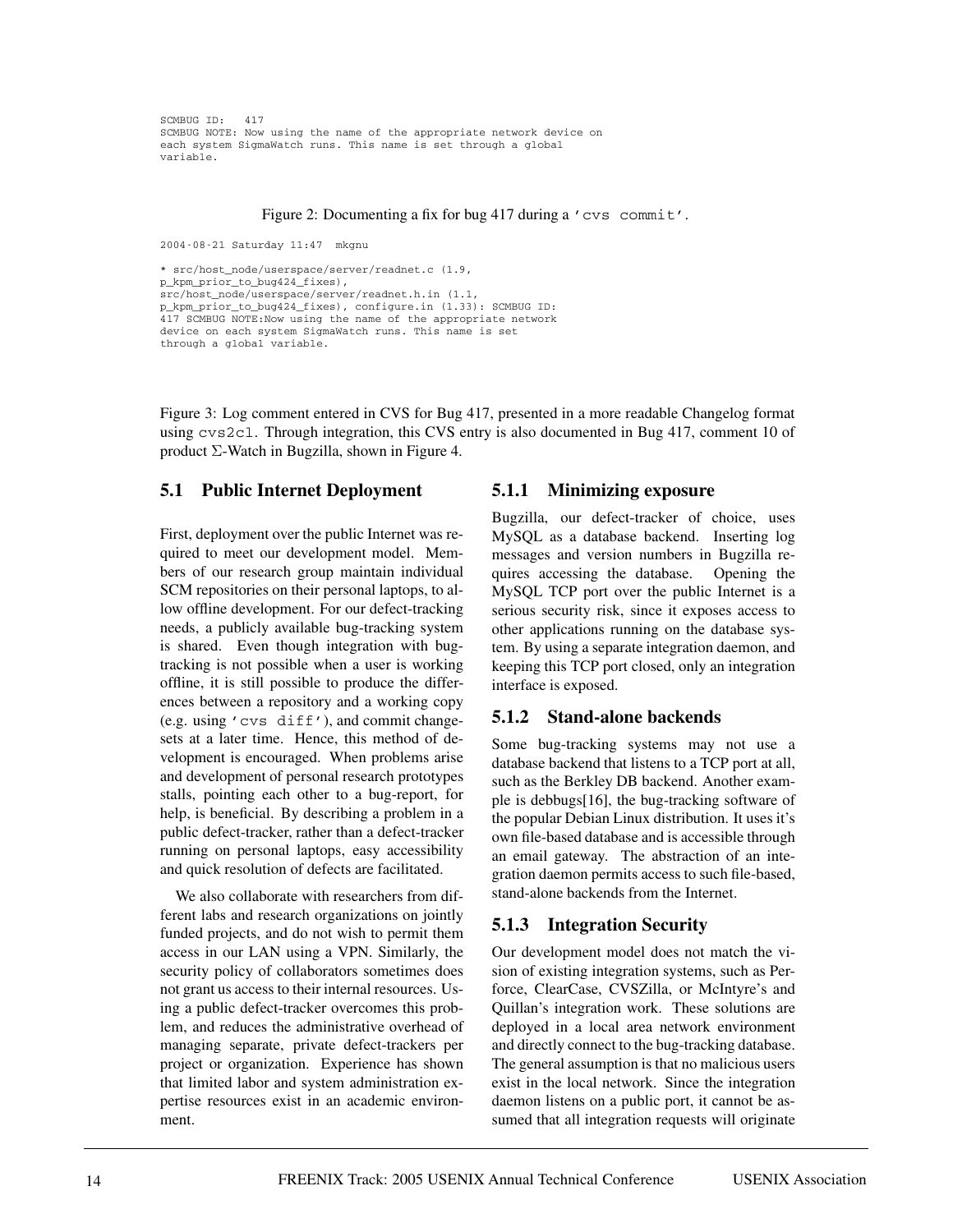```
SCMBUG ID:   417
SCMBUG NOTE: Now using the name of the appropriate network device on
each system SigmaWatch runs. This name is set through a global
variable.
```

Figure 2: Documenting a fix for bug 417 during a 'cvs commit'.

```
2004-08-21 Saturday 11:47  mkgnu

* src/host_node/userspace/server/readnet.c (1.9,
p_kpm_prior_to_bug424_fixes),
src/host_node/userspace/server/readnet.h.in (1.1,
p_kpm_prior_to_bug424_fixes), configure.in (1.33): SCMBUG ID:
417 SCMBUG NOTE:Now using the name of the appropriate network
device on each system SigmaWatch runs. This name is set
through a global variable.
```

Figure 3: Log comment entered in CVS for Bug 417, presented in a more readable Changelog format using cvs2cl. Through integration, this CVS entry is also documented in Bug 417, comment 10 of product Σ-Watch in Bugzilla, shown in Figure 4.

## 5.1 Public Internet Deployment

First, deployment over the public Internet was required to meet our development model. Members of our research group maintain individual SCM repositories on their personal laptops, to allow offline development. For our defect-tracking needs, a publicly available bug-tracking system is shared. Even though integration with bug-tracking is not possible when a user is working offline, it is still possible to produce the differences between a repository and a working copy (e.g. using 'cvs diff'), and commit changesets at a later time. Hence, this method of development is encouraged. When problems arise and development of personal research prototypes stalls, pointing each other to a bug-report, for help, is beneficial. By describing a problem in a public defect-tracker, rather than a defect-tracker running on personal laptops, easy accessibility and quick resolution of defects are facilitated.

We also collaborate with researchers from different labs and research organizations on jointly funded projects, and do not wish to permit them access in our LAN using a VPN. Similarly, the security policy of collaborators sometimes does not grant us access to their internal resources. Using a public defect-tracker overcomes this problem, and reduces the administrative overhead of managing separate, private defect-trackers per project or organization. Experience has shown that limited labor and system administration expertise resources exist in an academic environment.

### 5.1.1 Minimizing exposure

Bugzilla, our defect-tracker of choice, uses MySQL as a database backend. Inserting log messages and version numbers in Bugzilla requires accessing the database. Opening the MySQL TCP port over the public Internet is a serious security risk, since it exposes access to other applications running on the database system. By using a separate integration daemon, and keeping this TCP port closed, only an integration interface is exposed.

### 5.1.2 Stand-alone backends

Some bug-tracking systems may not use a database backend that listens to a TCP port at all, such as the Berkley DB backend. Another example is debbugs[16], the bug-tracking software of the popular Debian Linux distribution. It uses it's own file-based database and is accessible through an email gateway. The abstraction of an integration daemon permits access to such file-based, stand-alone backends from the Internet.

### 5.1.3 Integration Security

Our development model does not match the vision of existing integration systems, such as Perforce, ClearCase, CVSZilla, or McIntyre's and Quillan's integration work. These solutions are deployed in a local area network environment and directly connect to the bug-tracking database. The general assumption is that no malicious users exist in the local network. Since the integration daemon listens on a public port, it cannot be assumed that all integration requests will originate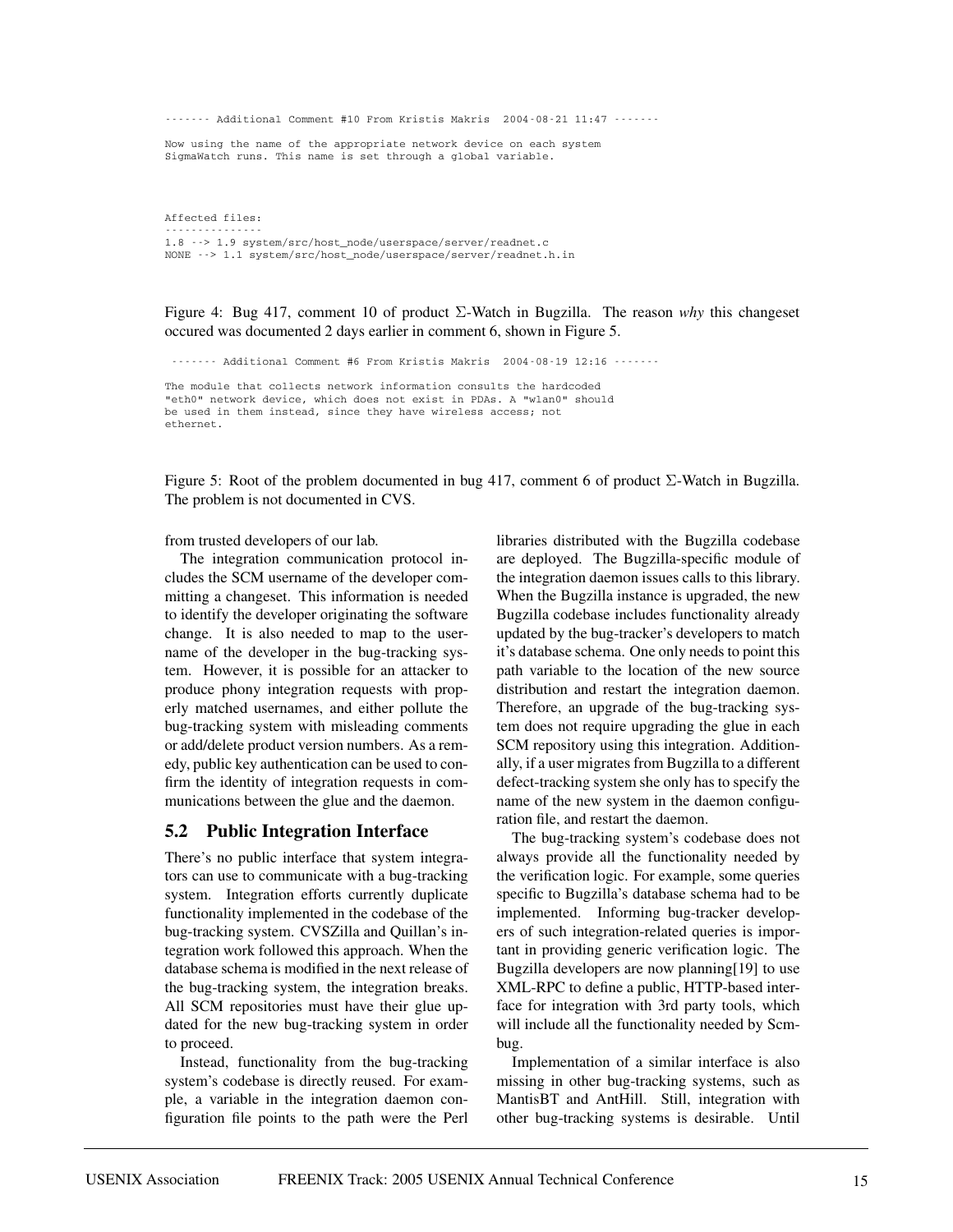```
------- Additional Comment #10 From Kristis Makris  2004-08-21 11:47 -------

Now using the name of the appropriate network device on each system
SigmaWatch runs. This name is set through a global variable.



Affected files:
---------------
1.8 --> 1.9 system/src/host_node/userspace/server/readnet.c
NONE --> 1.1 system/src/host_node/userspace/server/readnet.h.in
```

Figure 4: Bug 417, comment 10 of product Σ-Watch in Bugzilla. The reason *why* this changeset occured was documented 2 days earlier in comment 6, shown in Figure 5.

```
------- Additional Comment #6 From Kristis Makris  2004-08-19 12:16 -------

The module that collects network information consults the hardcoded
"eth0" network device, which does not exist in PDAs. A "wlan0" should
be used in them instead, since they have wireless access; not
ethernet.
```

Figure 5: Root of the problem documented in bug 417, comment 6 of product Σ-Watch in Bugzilla. The problem is not documented in CVS.

from trusted developers of our lab.

The integration communication protocol includes the SCM username of the developer committing a changeset. This information is needed to identify the developer originating the software change. It is also needed to map to the username of the developer in the bug-tracking system. However, it is possible for an attacker to produce phony integration requests with properly matched usernames, and either pollute the bug-tracking system with misleading comments or add/delete product version numbers. As a remedy, public key authentication can be used to confirm the identity of integration requests in communications between the glue and the daemon.

## 5.2 Public Integration Interface

There's no public interface that system integrators can use to communicate with a bug-tracking system. Integration efforts currently duplicate functionality implemented in the codebase of the bug-tracking system. CVSZilla and Quillan's integration work followed this approach. When the database schema is modified in the next release of the bug-tracking system, the integration breaks. All SCM repositories must have their glue updated for the new bug-tracking system in order to proceed.

Instead, functionality from the bug-tracking system's codebase is directly reused. For example, a variable in the integration daemon configuration file points to the path were the Perl libraries distributed with the Bugzilla codebase are deployed. The Bugzilla-specific module of the integration daemon issues calls to this library. When the Bugzilla instance is upgraded, the new Bugzilla codebase includes functionality already updated by the bug-tracker's developers to match it's database schema. One only needs to point this path variable to the location of the new source distribution and restart the integration daemon. Therefore, an upgrade of the bug-tracking system does not require upgrading the glue in each SCM repository using this integration. Additionally, if a user migrates from Bugzilla to a different defect-tracking system she only has to specify the name of the new system in the daemon configuration file, and restart the daemon.

The bug-tracking system's codebase does not always provide all the functionality needed by the verification logic. For example, some queries specific to Bugzilla's database schema had to be implemented. Informing bug-tracker developers of such integration-related queries is important in providing generic verification logic. The Bugzilla developers are now planning[19] to use XML-RPC to define a public, HTTP-based interface for integration with 3rd party tools, which will include all the functionality needed by Scmbug.

Implementation of a similar interface is also missing in other bug-tracking systems, such as MantisBT and AntHill. Still, integration with other bug-tracking systems is desirable. Until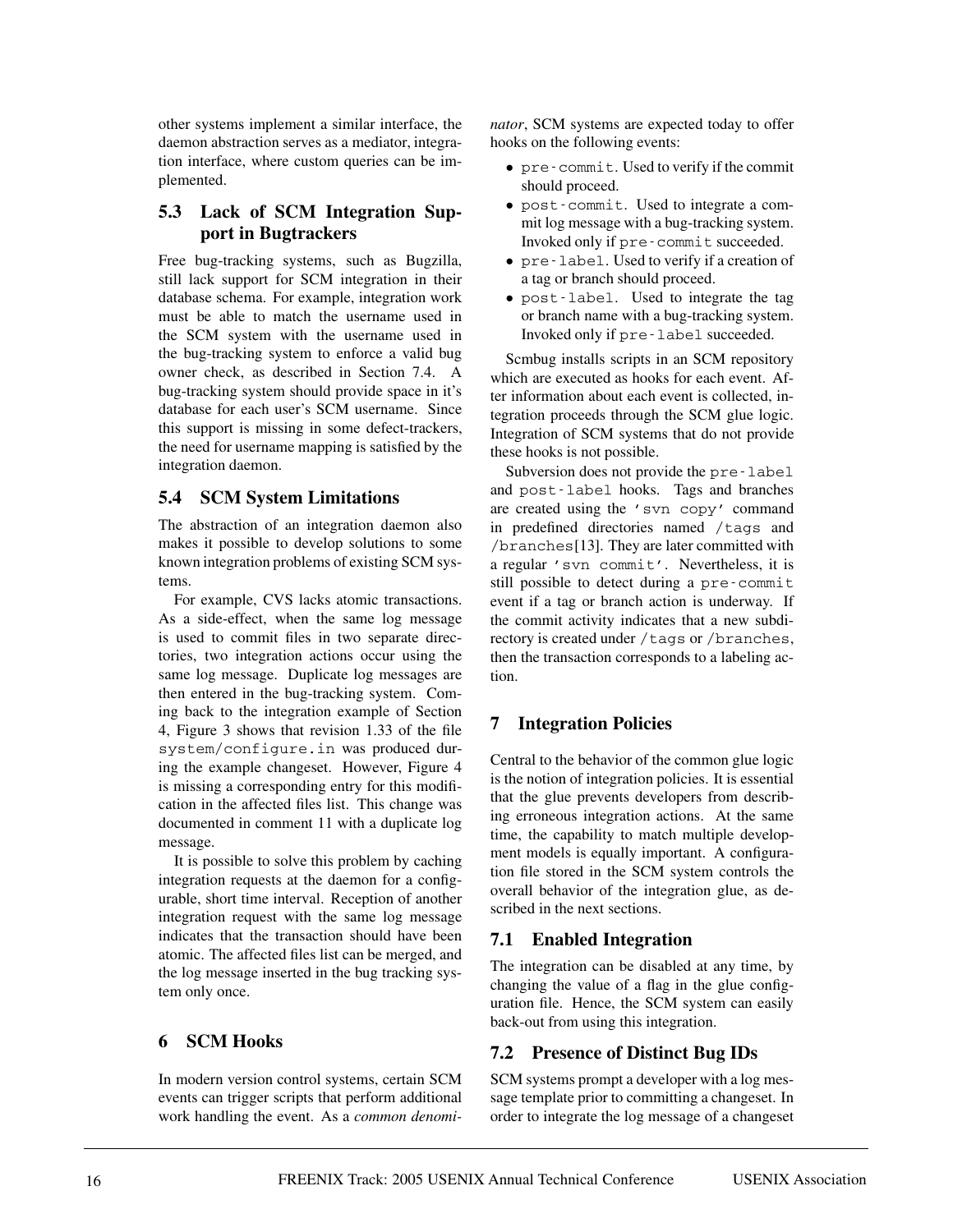other systems implement a similar interface, the daemon abstraction serves as a mediator, integration interface, where custom queries can be implemented.

### 5.3 Lack of SCM Integration Support in Bugtrackers

Free bug-tracking systems, such as Bugzilla, still lack support for SCM integration in their database schema. For example, integration work must be able to match the username used in the SCM system with the username used in the bug-tracking system to enforce a valid bug owner check, as described in Section 7.4. A bug-tracking system should provide space in it's database for each user's SCM username. Since this support is missing in some defect-trackers, the need for username mapping is satisfied by the integration daemon.

### 5.4 SCM System Limitations

The abstraction of an integration daemon also makes it possible to develop solutions to some known integration problems of existing SCM systems.

For example, CVS lacks atomic transactions. As a side-effect, when the same log message is used to commit files in two separate directories, two integration actions occur using the same log message. Duplicate log messages are then entered in the bug-tracking system. Coming back to the integration example of Section 4, Figure 3 shows that revision 1.33 of the file `system/configure.in` was produced during the example changeset. However, Figure 4 is missing a corresponding entry for this modification in the affected files list. This change was documented in comment 11 with a duplicate log message.

It is possible to solve this problem by caching integration requests at the daemon for a configurable, short time interval. Reception of another integration request with the same log message indicates that the transaction should have been atomic. The affected files list can be merged, and the log message inserted in the bug tracking system only once.

## 6 SCM Hooks

In modern version control systems, certain SCM events can trigger scripts that perform additional work handling the event. As a *common denominator*, SCM systems are expected today to offer hooks on the following events:

- `pre-commit`. Used to verify if the commit should proceed.
- `post-commit`. Used to integrate a commit log message with a bug-tracking system. Invoked only if `pre-commit` succeeded.
- `pre-label`. Used to verify if a creation of a tag or branch should proceed.
- `post-label`. Used to integrate the tag or branch name with a bug-tracking system. Invoked only if `pre-label` succeeded.

Scmbug installs scripts in an SCM repository which are executed as hooks for each event. After information about each event is collected, integration proceeds through the SCM glue logic. Integration of SCM systems that do not provide these hooks is not possible.

Subversion does not provide the `pre-label` and `post-label` hooks. Tags and branches are created using the `'svn copy'` command in predefined directories named `/tags` and `/branches`[13]. They are later committed with a regular `'svn commit'`. Nevertheless, it is still possible to detect during a `pre-commit` event if a tag or branch action is underway. If the commit activity indicates that a new subdirectory is created under `/tags` or `/branches`, then the transaction corresponds to a labeling action.

## 7 Integration Policies

Central to the behavior of the common glue logic is the notion of integration policies. It is essential that the glue prevents developers from describing erroneous integration actions. At the same time, the capability to match multiple development models is equally important. A configuration file stored in the SCM system controls the overall behavior of the integration glue, as described in the next sections.

### 7.1 Enabled Integration

The integration can be disabled at any time, by changing the value of a flag in the glue configuration file. Hence, the SCM system can easily back-out from using this integration.

### 7.2 Presence of Distinct Bug IDs

SCM systems prompt a developer with a log message template prior to committing a changeset. In order to integrate the log message of a changeset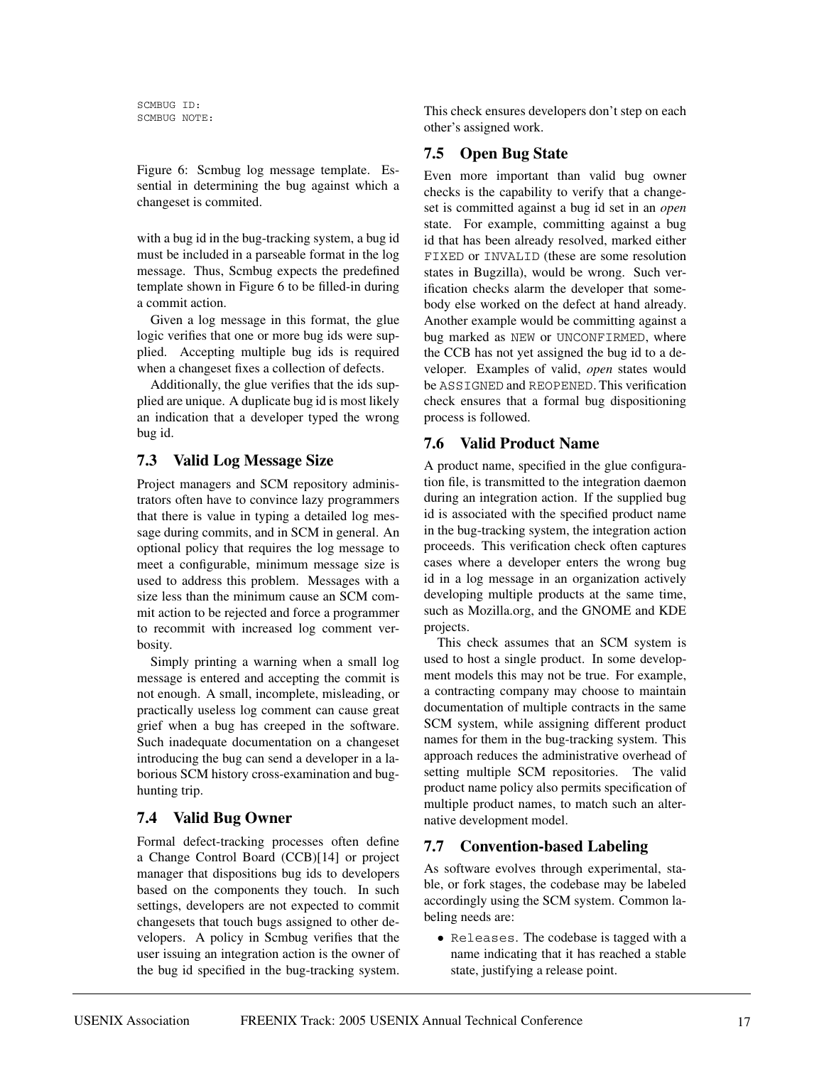```
SCMBUG ID:
SCMBUG NOTE:
```

Figure 6: Scmbug log message template. Essential in determining the bug against which a changeset is commited.

with a bug id in the bug-tracking system, a bug id must be included in a parseable format in the log message. Thus, Scmbug expects the predefined template shown in Figure 6 to be filled-in during a commit action.

Given a log message in this format, the glue logic verifies that one or more bug ids were supplied. Accepting multiple bug ids is required when a changeset fixes a collection of defects.

Additionally, the glue verifies that the ids supplied are unique. A duplicate bug id is most likely an indication that a developer typed the wrong bug id.

### 7.3 Valid Log Message Size

Project managers and SCM repository administrators often have to convince lazy programmers that there is value in typing a detailed log message during commits, and in SCM in general. An optional policy that requires the log message to meet a configurable, minimum message size is used to address this problem. Messages with a size less than the minimum cause an SCM commit action to be rejected and force a programmer to recommit with increased log comment verbosity.

Simply printing a warning when a small log message is entered and accepting the commit is not enough. A small, incomplete, misleading, or practically useless log comment can cause great grief when a bug has creeped in the software. Such inadequate documentation on a changeset introducing the bug can send a developer in a laborious SCM history cross-examination and bug-hunting trip.

### 7.4 Valid Bug Owner

Formal defect-tracking processes often define a Change Control Board (CCB)[14] or project manager that dispositions bug ids to developers based on the components they touch. In such settings, developers are not expected to commit changesets that touch bugs assigned to other developers. A policy in Scmbug verifies that the user issuing an integration action is the owner of the bug id specified in the bug-tracking system. This check ensures developers don't step on each other's assigned work.

### 7.5 Open Bug State

Even more important than valid bug owner checks is the capability to verify that a changeset is committed against a bug id set in an *open* state. For example, committing against a bug id that has been already resolved, marked either `FIXED` or `INVALID` (these are some resolution states in Bugzilla), would be wrong. Such verification checks alarm the developer that somebody else worked on the defect at hand already. Another example would be committing against a bug marked as `NEW` or `UNCONFIRMED`, where the CCB has not yet assigned the bug id to a developer. Examples of valid, *open* states would be `ASSIGNED` and `REOPENED`. This verification check ensures that a formal bug dispositioning process is followed.

### 7.6 Valid Product Name

A product name, specified in the glue configuration file, is transmitted to the integration daemon during an integration action. If the supplied bug id is associated with the specified product name in the bug-tracking system, the integration action proceeds. This verification check often captures cases where a developer enters the wrong bug id in a log message in an organization actively developing multiple products at the same time, such as Mozilla.org, and the GNOME and KDE projects.

This check assumes that an SCM system is used to host a single product. In some development models this may not be true. For example, a contracting company may choose to maintain documentation of multiple contracts in the same SCM system, while assigning different product names for them in the bug-tracking system. This approach reduces the administrative overhead of setting multiple SCM repositories. The valid product name policy also permits specification of multiple product names, to match such an alternative development model.

### 7.7 Convention-based Labeling

As software evolves through experimental, stable, or fork stages, the codebase may be labeled accordingly using the SCM system. Common labeling needs are:

- `Releases`. The codebase is tagged with a name indicating that it has reached a stable state, justifying a release point.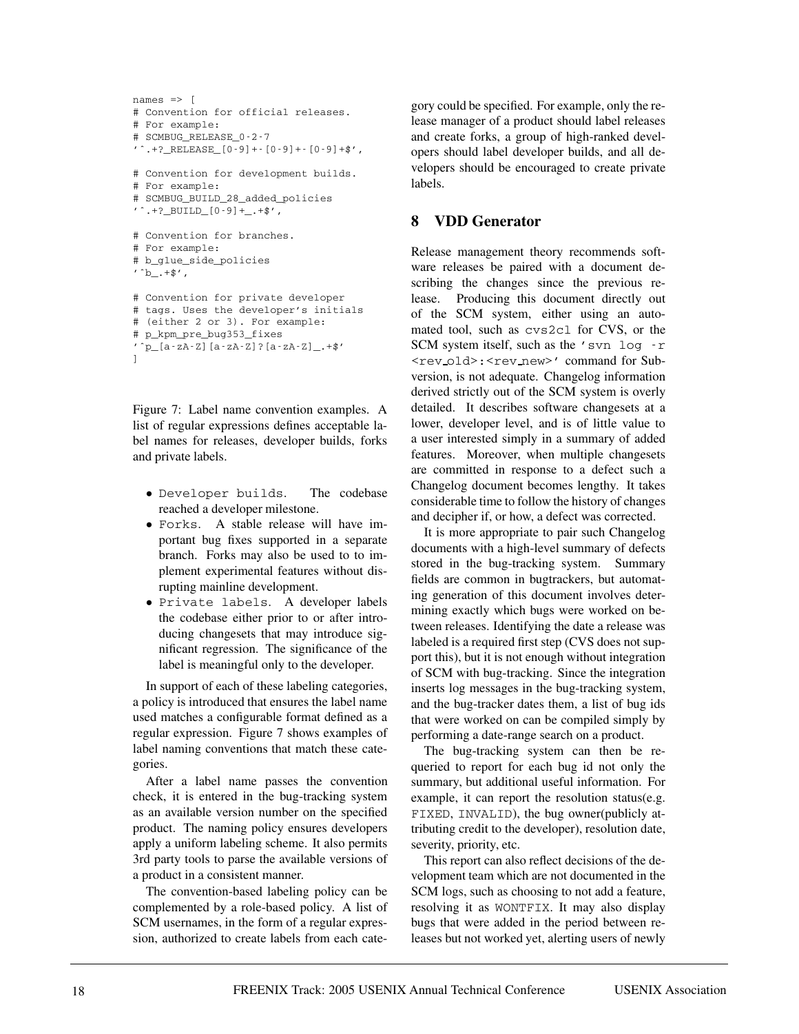```
names => [
# Convention for official releases.
# For example:
# SCMBUG_RELEASE_0-2-7
'^.+?_RELEASE_[0-9]+-[0-9]+-[0-9]+$',

# Convention for development builds.
# For example:
# SCMBUG_BUILD_28_added_policies
'^.+?_BUILD_[0-9]+_.+$',

# Convention for branches.
# For example:
# b_glue_side_policies
'^b_.+$',

# Convention for private developer
# tags. Uses the developer's initials
# (either 2 or 3). For example:
# p_kpm_pre_bug353_fixes
'^p_[a-zA-Z][a-zA-Z]?[a-zA-Z]_.+$'
]
```

Figure 7: Label name convention examples. A list of regular expressions defines acceptable label names for releases, developer builds, forks and private labels.

- `Developer builds`. The codebase reached a developer milestone.
- `Forks`. A stable release will have important bug fixes supported in a separate branch. Forks may also be used to to implement experimental features without disrupting mainline development.
- `Private labels`. A developer labels the codebase either prior to or after introducing changesets that may introduce significant regression. The significance of the label is meaningful only to the developer.

In support of each of these labeling categories, a policy is introduced that ensures the label name used matches a configurable format defined as a regular expression. Figure 7 shows examples of label naming conventions that match these categories.

After a label name passes the convention check, it is entered in the bug-tracking system as an available version number on the specified product. The naming policy ensures developers apply a uniform labeling scheme. It also permits 3rd party tools to parse the available versions of a product in a consistent manner.

The convention-based labeling policy can be complemented by a role-based policy. A list of SCM usernames, in the form of a regular expression, authorized to create labels from each category could be specified. For example, only the release manager of a product should label releases and create forks, a group of high-ranked developers should label developer builds, and all developers should be encouraged to create private labels.

## 8 VDD Generator

Release management theory recommends software releases be paired with a document describing the changes since the previous release. Producing this document directly out of the SCM system, either using an automated tool, such as `cvs2cl` for CVS, or the SCM system itself, such as the `'svn log -r <rev_old>:<rev_new>'` command for Subversion, is not adequate. Changelog information derived strictly out of the SCM system is overly detailed. It describes software changesets at a lower, developer level, and is of little value to a user interested simply in a summary of added features. Moreover, when multiple changesets are committed in response to a defect such a Changelog document becomes lengthy. It takes considerable time to follow the history of changes and decipher if, or how, a defect was corrected.

It is more appropriate to pair such Changelog documents with a high-level summary of defects stored in the bug-tracking system. Summary fields are common in bugtrackers, but automating generation of this document involves determining exactly which bugs were worked on between releases. Identifying the date a release was labeled is a required first step (CVS does not support this), but it is not enough without integration of SCM with bug-tracking. Since the integration inserts log messages in the bug-tracking system, and the bug-tracker dates them, a list of bug ids that were worked on can be compiled simply by performing a date-range search on a product.

The bug-tracking system can then be requeried to report for each bug id not only the summary, but additional useful information. For example, it can report the resolution status(e.g. `FIXED`, `INVALID`), the bug owner(publicly attributing credit to the developer), resolution date, severity, priority, etc.

This report can also reflect decisions of the development team which are not documented in the SCM logs, such as choosing to not add a feature, resolving it as `WONTFIX`. It may also display bugs that were added in the period between releases but not worked yet, alerting users of newly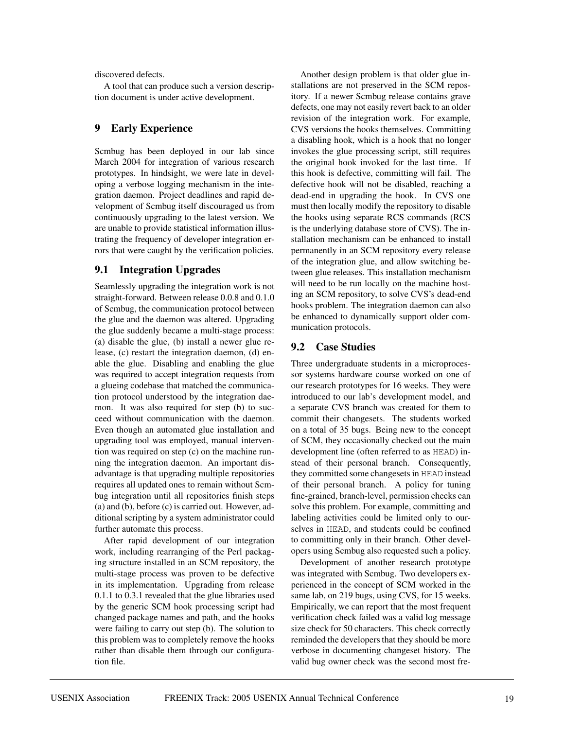discovered defects.

A tool that can produce such a version description document is under active development.

## 9 Early Experience

Scmbug has been deployed in our lab since March 2004 for integration of various research prototypes. In hindsight, we were late in developing a verbose logging mechanism in the integration daemon. Project deadlines and rapid development of Scmbug itself discouraged us from continuously upgrading to the latest version. We are unable to provide statistical information illustrating the frequency of developer integration errors that were caught by the verification policies.

### 9.1 Integration Upgrades

Seamlessly upgrading the integration work is not straight-forward. Between release 0.0.8 and 0.1.0 of Scmbug, the communication protocol between the glue and the daemon was altered. Upgrading the glue suddenly became a multi-stage process: (a) disable the glue, (b) install a newer glue release, (c) restart the integration daemon, (d) enable the glue. Disabling and enabling the glue was required to accept integration requests from a glueing codebase that matched the communication protocol understood by the integration daemon. It was also required for step (b) to succeed without communication with the daemon. Even though an automated glue installation and upgrading tool was employed, manual intervention was required on step (c) on the machine running the integration daemon. An important disadvantage is that upgrading multiple repositories requires all updated ones to remain without Scmbug integration until all repositories finish steps (a) and (b), before (c) is carried out. However, additional scripting by a system administrator could further automate this process.

After rapid development of our integration work, including rearranging of the Perl packaging structure installed in an SCM repository, the multi-stage process was proven to be defective in its implementation. Upgrading from release 0.1.1 to 0.3.1 revealed that the glue libraries used by the generic SCM hook processing script had changed package names and path, and the hooks were failing to carry out step (b). The solution to this problem was to completely remove the hooks rather than disable them through our configuration file.

Another design problem is that older glue installations are not preserved in the SCM repository. If a newer Scmbug release contains grave defects, one may not easily revert back to an older revision of the integration work. For example, CVS versions the hooks themselves. Committing a disabling hook, which is a hook that no longer invokes the glue processing script, still requires the original hook invoked for the last time. If this hook is defective, committing will fail. The defective hook will not be disabled, reaching a dead-end in upgrading the hook. In CVS one must then locally modify the repository to disable the hooks using separate RCS commands (RCS is the underlying database store of CVS). The installation mechanism can be enhanced to install permanently in an SCM repository every release of the integration glue, and allow switching between glue releases. This installation mechanism will need to be run locally on the machine hosting an SCM repository, to solve CVS's dead-end hooks problem. The integration daemon can also be enhanced to dynamically support older communication protocols.

### 9.2 Case Studies

Three undergraduate students in a microprocessor systems hardware course worked on one of our research prototypes for 16 weeks. They were introduced to our lab's development model, and a separate CVS branch was created for them to commit their changesets. The students worked on a total of 35 bugs. Being new to the concept of SCM, they occasionally checked out the main development line (often referred to as `HEAD`) instead of their personal branch. Consequently, they committed some changesets in `HEAD` instead of their personal branch. A policy for tuning fine-grained, branch-level, permission checks can solve this problem. For example, committing and labeling activities could be limited only to ourselves in `HEAD`, and students could be confined to committing only in their branch. Other developers using Scmbug also requested such a policy.

Development of another research prototype was integrated with Scmbug. Two developers experienced in the concept of SCM worked in the same lab, on 219 bugs, using CVS, for 15 weeks. Empirically, we can report that the most frequent verification check failed was a valid log message size check for 50 characters. This check correctly reminded the developers that they should be more verbose in documenting changeset history. The valid bug owner check was the second most fre-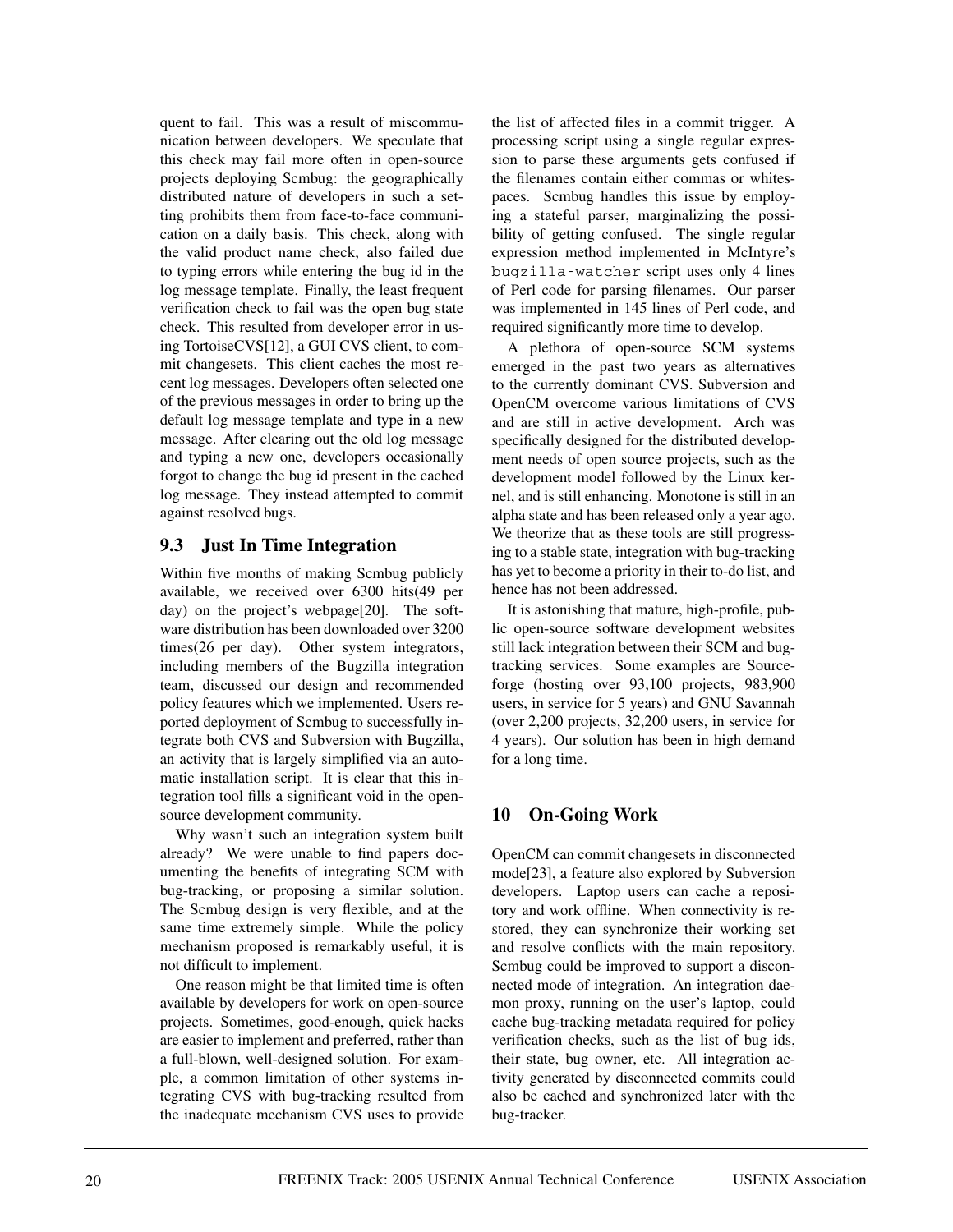quent to fail. This was a result of miscommunication between developers. We speculate that this check may fail more often in open-source projects deploying Scmbug: the geographically distributed nature of developers in such a setting prohibits them from face-to-face communication on a daily basis. This check, along with the valid product name check, also failed due to typing errors while entering the bug id in the log message template. Finally, the least frequent verification check to fail was the open bug state check. This resulted from developer error in using TortoiseCVS[12], a GUI CVS client, to commit changesets. This client caches the most recent log messages. Developers often selected one of the previous messages in order to bring up the default log message template and type in a new message. After clearing out the old log message and typing a new one, developers occasionally forgot to change the bug id present in the cached log message. They instead attempted to commit against resolved bugs.

### 9.3 Just In Time Integration

Within five months of making Scmbug publicly available, we received over 6300 hits(49 per day) on the project's webpage[20]. The software distribution has been downloaded over 3200 times(26 per day). Other system integrators, including members of the Bugzilla integration team, discussed our design and recommended policy features which we implemented. Users reported deployment of Scmbug to successfully integrate both CVS and Subversion with Bugzilla, an activity that is largely simplified via an automatic installation script. It is clear that this integration tool fills a significant void in the open-source development community.

Why wasn't such an integration system built already? We were unable to find papers documenting the benefits of integrating SCM with bug-tracking, or proposing a similar solution. The Scmbug design is very flexible, and at the same time extremely simple. While the policy mechanism proposed is remarkably useful, it is not difficult to implement.

One reason might be that limited time is often available by developers for work on open-source projects. Sometimes, good-enough, quick hacks are easier to implement and preferred, rather than a full-blown, well-designed solution. For example, a common limitation of other systems integrating CVS with bug-tracking resulted from the inadequate mechanism CVS uses to provide the list of affected files in a commit trigger. A processing script using a single regular expression to parse these arguments gets confused if the filenames contain either commas or whitespaces. Scmbug handles this issue by employing a stateful parser, marginalizing the possibility of getting confused. The single regular expression method implemented in McIntyre's `bugzilla-watcher` script uses only 4 lines of Perl code for parsing filenames. Our parser was implemented in 145 lines of Perl code, and required significantly more time to develop.

A plethora of open-source SCM systems emerged in the past two years as alternatives to the currently dominant CVS. Subversion and OpenCM overcome various limitations of CVS and are still in active development. Arch was specifically designed for the distributed development needs of open source projects, such as the development model followed by the Linux kernel, and is still enhancing. Monotone is still in an alpha state and has been released only a year ago. We theorize that as these tools are still progressing to a stable state, integration with bug-tracking has yet to become a priority in their to-do list, and hence has not been addressed.

It is astonishing that mature, high-profile, public open-source software development websites still lack integration between their SCM and bug-tracking services. Some examples are Sourceforge (hosting over 93,100 projects, 983,900 users, in service for 5 years) and GNU Savannah (over 2,200 projects, 32,200 users, in service for 4 years). Our solution has been in high demand for a long time.

## 10 On-Going Work

OpenCM can commit changesets in disconnected mode[23], a feature also explored by Subversion developers. Laptop users can cache a repository and work offline. When connectivity is restored, they can synchronize their working set and resolve conflicts with the main repository. Scmbug could be improved to support a disconnected mode of integration. An integration daemon proxy, running on the user's laptop, could cache bug-tracking metadata required for policy verification checks, such as the list of bug ids, their state, bug owner, etc. All integration activity generated by disconnected commits could also be cached and synchronized later with the bug-tracker.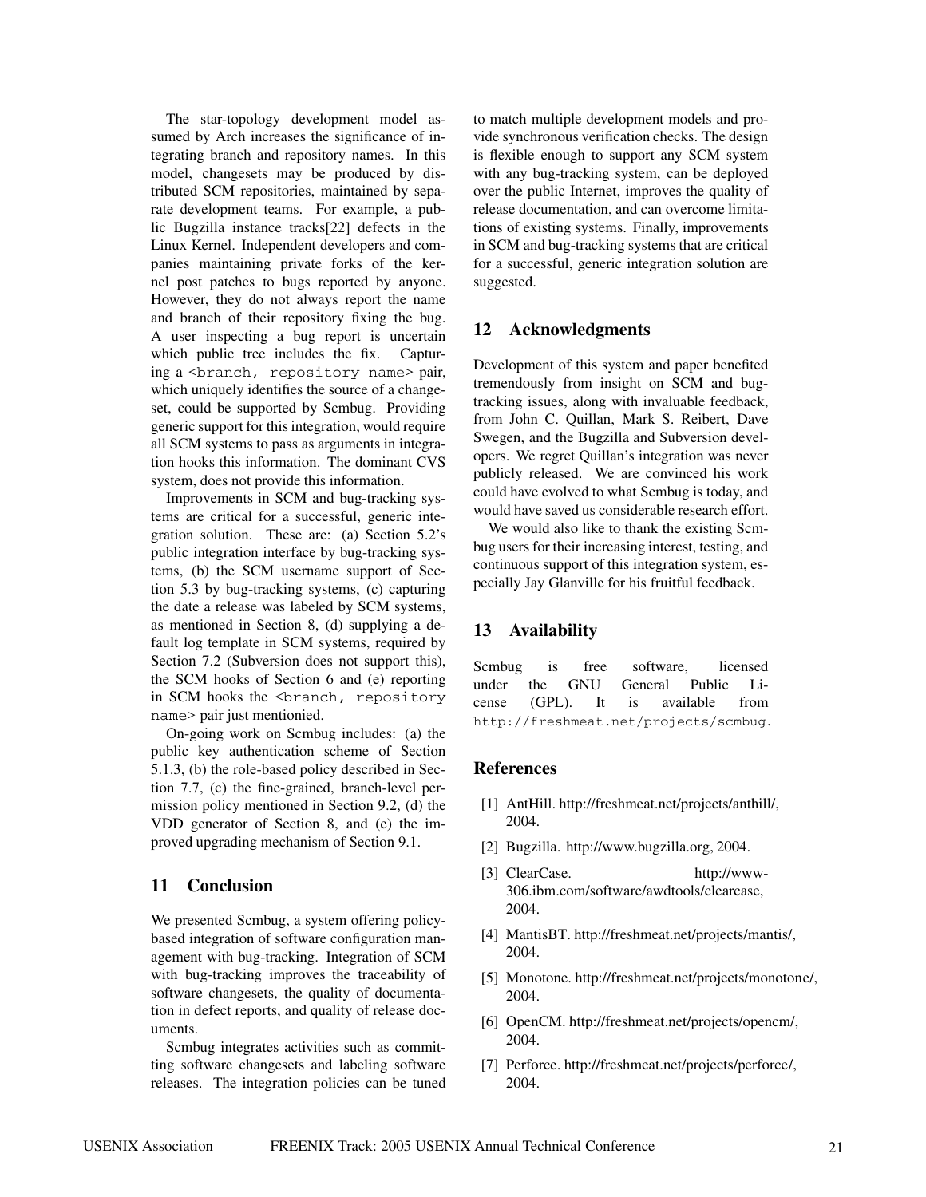The star-topology development model assumed by Arch increases the significance of integrating branch and repository names. In this model, changesets may be produced by distributed SCM repositories, maintained by separate development teams. For example, a public Bugzilla instance tracks[22] defects in the Linux Kernel. Independent developers and companies maintaining private forks of the kernel post patches to bugs reported by anyone. However, they do not always report the name and branch of their repository fixing the bug. A user inspecting a bug report is uncertain which public tree includes the fix. Capturing a `<branch, repository name>` pair, which uniquely identifies the source of a changeset, could be supported by Scmbug. Providing generic support for this integration, would require all SCM systems to pass as arguments in integration hooks this information. The dominant CVS system, does not provide this information.

Improvements in SCM and bug-tracking systems are critical for a successful, generic integration solution. These are: (a) Section 5.2's public integration interface by bug-tracking systems, (b) the SCM username support of Section 5.3 by bug-tracking systems, (c) capturing the date a release was labeled by SCM systems, as mentioned in Section 8, (d) supplying a default log template in SCM systems, required by Section 7.2 (Subversion does not support this), the SCM hooks of Section 6 and (e) reporting in SCM hooks the `<branch, repository name>` pair just mentionied.

On-going work on Scmbug includes: (a) the public key authentication scheme of Section 5.1.3, (b) the role-based policy described in Section 7.7, (c) the fine-grained, branch-level permission policy mentioned in Section 9.2, (d) the VDD generator of Section 8, and (e) the improved upgrading mechanism of Section 9.1.

## 11 Conclusion

We presented Scmbug, a system offering policy-based integration of software configuration management with bug-tracking. Integration of SCM with bug-tracking improves the traceability of software changesets, the quality of documentation in defect reports, and quality of release documents.

Scmbug integrates activities such as committing software changesets and labeling software releases. The integration policies can be tuned to match multiple development models and provide synchronous verification checks. The design is flexible enough to support any SCM system with any bug-tracking system, can be deployed over the public Internet, improves the quality of release documentation, and can overcome limitations of existing systems. Finally, improvements in SCM and bug-tracking systems that are critical for a successful, generic integration solution are suggested.

## 12 Acknowledgments

Development of this system and paper benefited tremendously from insight on SCM and bug-tracking issues, along with invaluable feedback, from John C. Quillan, Mark S. Reibert, Dave Swegen, and the Bugzilla and Subversion developers. We regret Quillan's integration was never publicly released. We are convinced his work could have evolved to what Scmbug is today, and would have saved us considerable research effort.

We would also like to thank the existing Scmbug users for their increasing interest, testing, and continuous support of this integration system, especially Jay Glanville for his fruitful feedback.

## 13 Availability

Scmbug is free software, licensed under the GNU General Public License (GPL). It is available from `http://freshmeat.net/projects/scmbug`.

## References

[1] AntHill. http://freshmeat.net/projects/anthill/, 2004.

[2] Bugzilla. http://www.bugzilla.org, 2004.

[3] ClearCase. http://www-306.ibm.com/software/awdtools/clearcase, 2004.

[4] MantisBT. http://freshmeat.net/projects/mantis/, 2004.

[5] Monotone. http://freshmeat.net/projects/monotone/, 2004.

[6] OpenCM. http://freshmeat.net/projects/opencm/, 2004.

[7] Perforce. http://freshmeat.net/projects/perforce/, 2004.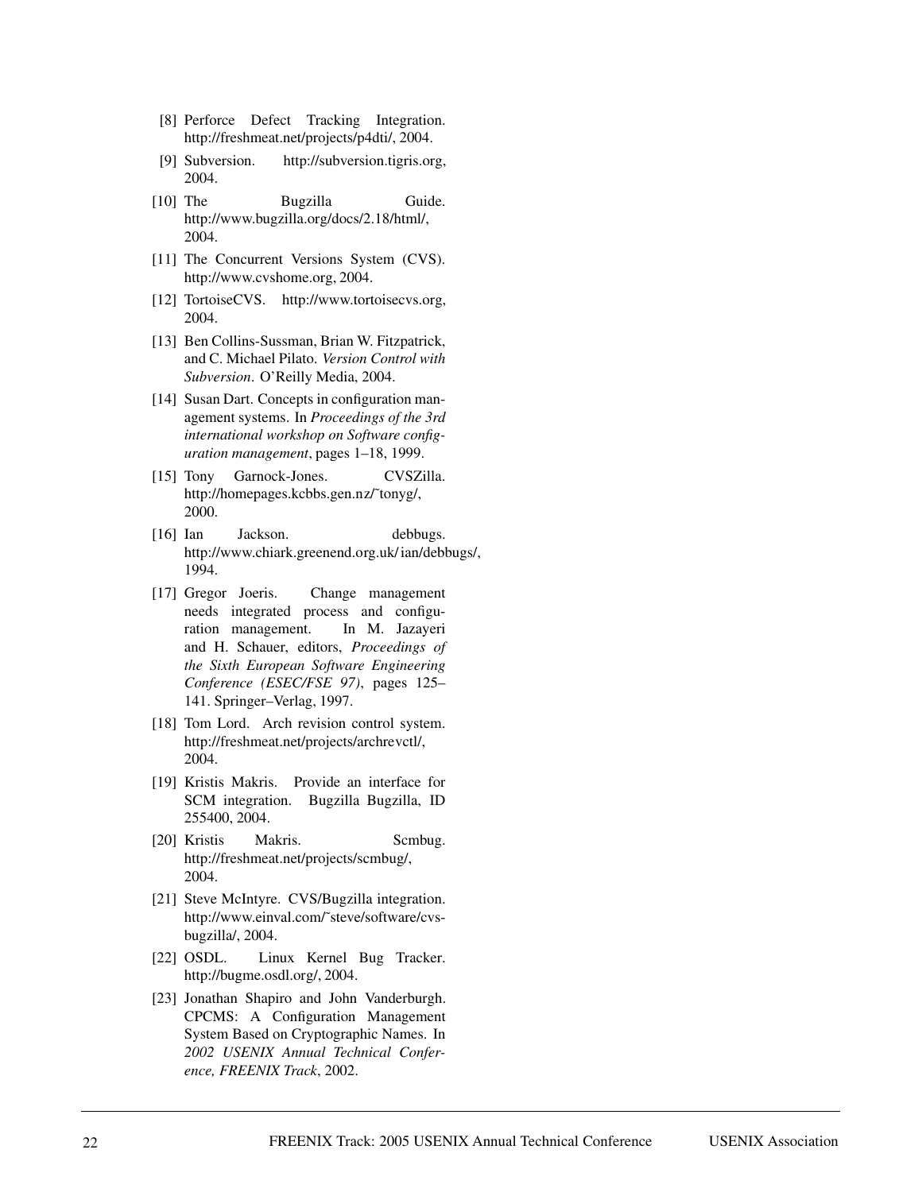[8] Perforce Defect Tracking Integration. http://freshmeat.net/projects/p4dti/, 2004.

[9] Subversion. http://subversion.tigris.org, 2004.

[10] The Bugzilla Guide. http://www.bugzilla.org/docs/2.18/html/, 2004.

[11] The Concurrent Versions System (CVS). http://www.cvshome.org, 2004.

[12] TortoiseCVS. http://www.tortoisecvs.org, 2004.

[13] Ben Collins-Sussman, Brian W. Fitzpatrick, and C. Michael Pilato. *Version Control with Subversion*. O'Reilly Media, 2004.

[14] Susan Dart. Concepts in configuration management systems. In *Proceedings of the 3rd international workshop on Software configuration management*, pages 1–18, 1999.

[15] Tony Garnock-Jones. CVSZilla. http://homepages.kcbbs.gen.nz/˜tonyg/, 2000.

[16] Ian Jackson. debbugs. http://www.chiark.greenend.org.uk/ ian/debbugs/, 1994.

[17] Gregor Joeris. Change management needs integrated process and configuration management. In M. Jazayeri and H. Schauer, editors, *Proceedings of the Sixth European Software Engineering Conference (ESEC/FSE 97)*, pages 125–141. Springer–Verlag, 1997.

[18] Tom Lord. Arch revision control system. http://freshmeat.net/projects/archrevctl/, 2004.

[19] Kristis Makris. Provide an interface for SCM integration. Bugzilla Bugzilla, ID 255400, 2004.

[20] Kristis Makris. Scmbug. http://freshmeat.net/projects/scmbug/, 2004.

[21] Steve McIntyre. CVS/Bugzilla integration. http://www.einval.com/˜steve/software/cvs-bugzilla/, 2004.

[22] OSDL. Linux Kernel Bug Tracker. http://bugme.osdl.org/, 2004.

[23] Jonathan Shapiro and John Vanderburgh. CPCMS: A Configuration Management System Based on Cryptographic Names. In *2002 USENIX Annual Technical Conference, FREENIX Track*, 2002.